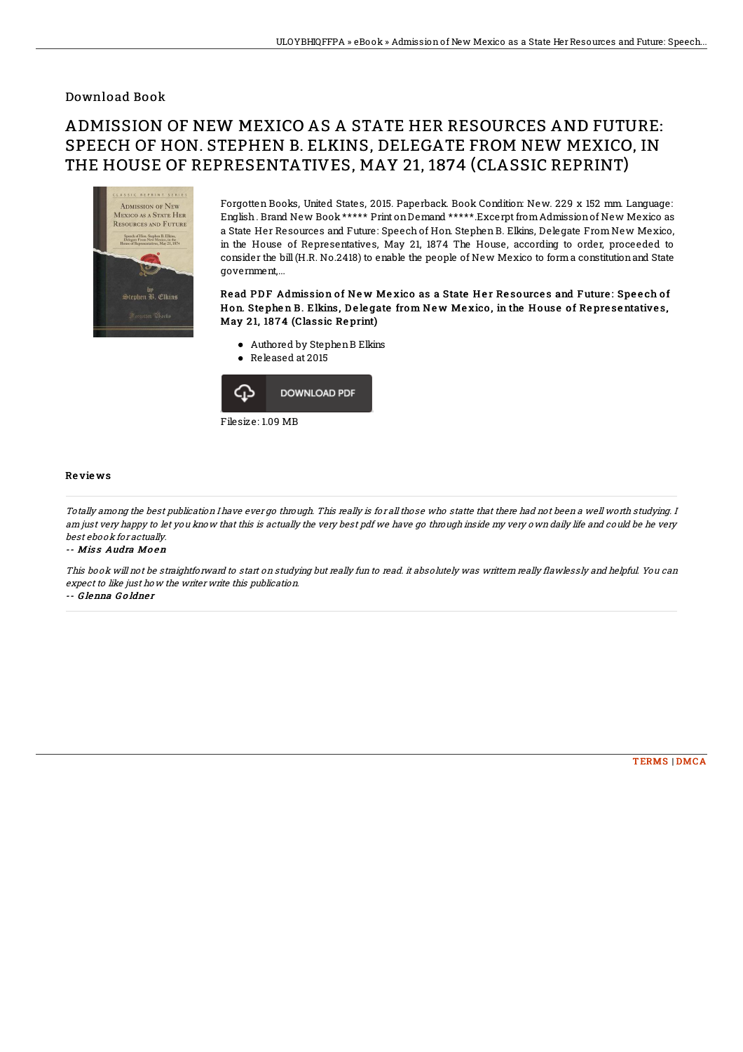# Download Book

# ADMISSION OF NEW MEXICO AS A STATE HER RESOURCES AND FUTURE: SPEECH OF HON. STEPHEN B. ELKINS, DELEGATE FROM NEW MEXICO, IN THE HOUSE OF REPRESENTATIVES, MAY 21, 1874 (CLASSIC REPRINT)

Forgotten Books, United States, 2015. Paperback. Book Condition: New. 229 x 152 mm. Language: English . Brand New Book ***** Print on Demand *****.Excerpt from Admission of New Mexico as a State Her Resources and Future: Speech of Hon. Stephen B. Elkins, Delegate From New Mexico, in the House of Representatives, May 21, 1874 The House, according to order, proceeded to consider the bill (H.R. No.2418) to enable the people of New Mexico to form a constitution and State government,...

**Read PDF Admission of New Mexico as a State Her Resources and Future: Speech of Hon. Stephen B. Elkins, Delegate from New Mexico, in the House of Representatives, May 21, 1874 (Classic Reprint)**

- Authored by Stephen B Elkins
- Released at 2015

DOWNLOAD PDF

Filesize: 1.09 MB

## Reviews

*Totally among the best publication I have ever go through. This really is for all those who statte that there had not been a well worth studying. I am just very happy to let you know that this is actually the very best pdf we have go through inside my very own daily life and could be he very best ebook for actually.*

-- *Miss Audra Moen*

*This book will not be straightforward to start on studying but really fun to read. it absolutely was writtern really flawlessly and helpful. You can expect to like just how the writer write this publication.*

-- *Glenna Goldner*

TERMS | DMCA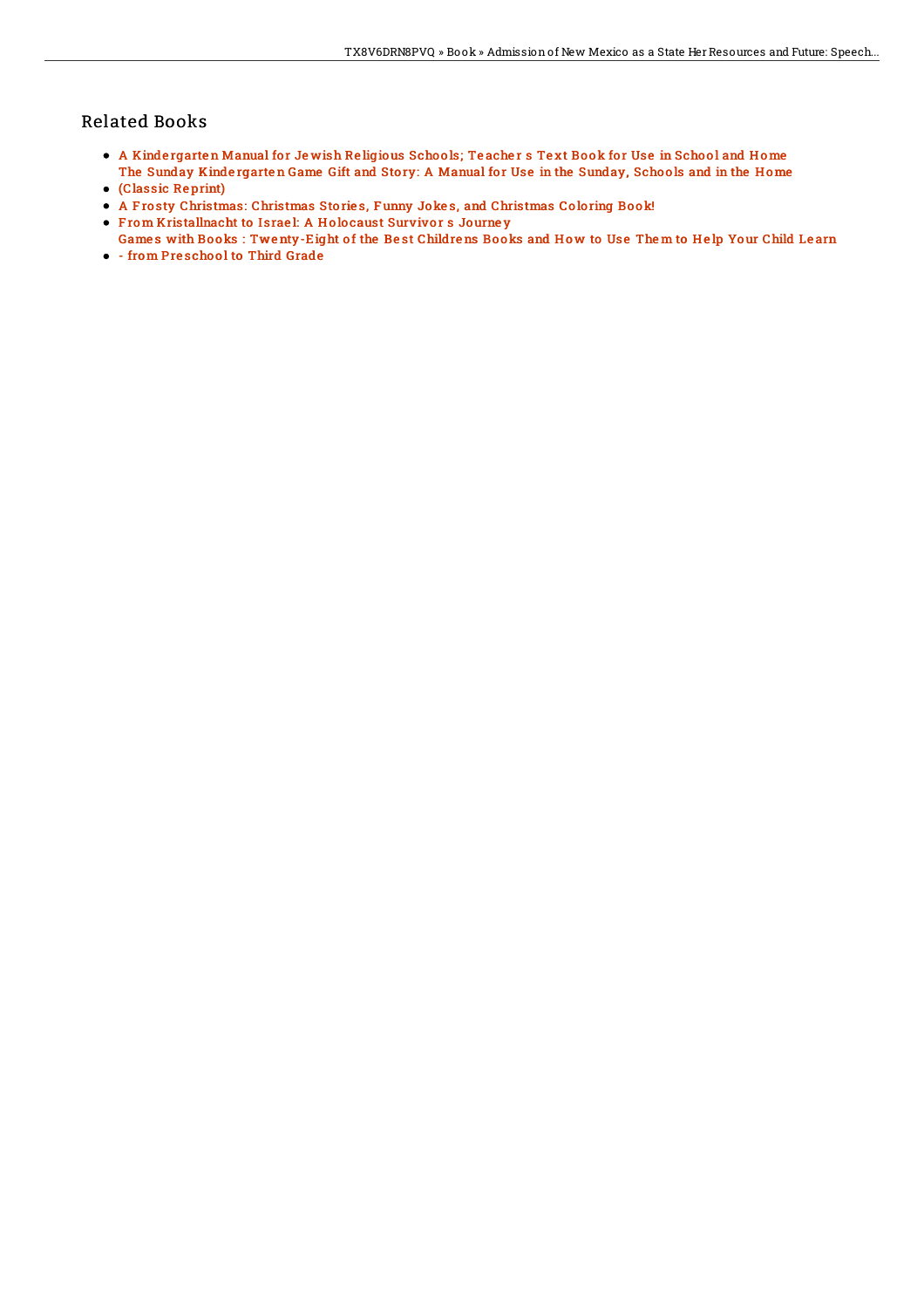## Related Books

- A Kindergarten Manual for Jewish Religious Schools; Teacher s Text Book for Use in School and Home
- The Sunday Kindergarten Game Gift and Story: A Manual for Use in the Sunday, Schools and in the Home (Classic Reprint)
- A Frosty Christmas: Christmas Stories, Funny Jokes, and Christmas Coloring Book!
- From Kristallnacht to Israel: A Holocaust Survivor s Journey
- Games with Books : Twenty-Eight of the Best Childrens Books and How to Use Them to Help Your Child Learn - from Preschool to Third Grade